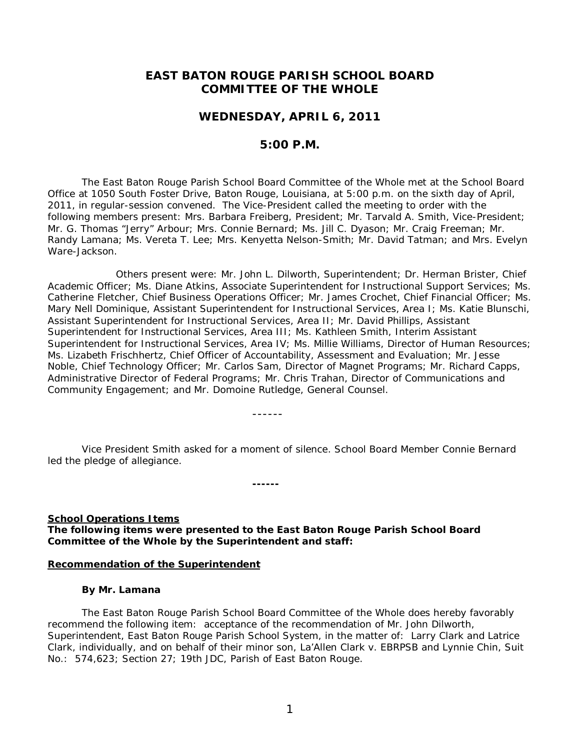# EAST BATON ROUGE PARISH SCHOOL BOARD COMMITTEE OF THE WHOLE

## WEDNESDAY, APRIL 6, 2011

## 5:00 P.M.

The East Baton Rouge Parish School Board Committee of the Whole met at the School Board Office at 1050 South Foster Drive, Baton Rouge, Louisiana, at 5:00 p.m. on the sixth day of April, 2011, in regular-session convened. The Vice-President called the meeting to order with the following members present: Mrs. Barbara Freiberg, President; Mr. Tarvald A. Smith, Vice-President; Mr. G. Thomas "Jerry" Arbour; Mrs. Connie Bernard; Ms. Jill C. Dyason; Mr. Craig Freeman; Mr. Randy Lamana; Ms. Vereta T. Lee; Mrs. Kenyetta Nelson-Smith; Mr. David Tatman; and Mrs. Evelyn Ware-Jackson.

Others present were: Mr. John L. Dilworth, Superintendent; Dr. Herman Brister, Chief Academic Officer; Ms. Diane Atkins, Associate Superintendent for Instructional Support Services; Ms. Catherine Fletcher, Chief Business Operations Officer; Mr. James Crochet, Chief Financial Officer; Ms. Mary Nell Dominique, Assistant Superintendent for Instructional Services, Area I; Ms. Katie Blunschi, Assistant Superintendent for Instructional Services, Area II; Mr. David Phillips, Assistant Superintendent for Instructional Services, Area III; Ms. Kathleen Smith, Interim Assistant Superintendent for Instructional Services, Area IV; Ms. Millie Williams, Director of Human Resources; Ms. Lizabeth Frischhertz, Chief Officer of Accountability, Assessment and Evaluation; Mr. Jesse Noble, Chief Technology Officer; Mr. Carlos Sam, Director of Magnet Programs; Mr. Richard Capps, Administrative Director of Federal Programs; Mr. Chris Trahan, Director of Communications and Community Engagement; and Mr. Domoine Rutledge, General Counsel.

------

Vice President Smith asked for a moment of silence. School Board Member Connie Bernard led the pledge of allegiance.

**------**

**<u>School Operations Items</u>**
**The following items were presented to the East Baton Rouge Parish School Board Committee of the Whole by the Superintendent and staff:**

**<u>Recommendation of the Superintendent</u>**

**By Mr. Lamana**

The East Baton Rouge Parish School Board Committee of the Whole does hereby favorably recommend the following item: acceptance of the recommendation of Mr. John Dilworth, Superintendent, East Baton Rouge Parish School System, in the matter of: Larry Clark and Latrice Clark, individually, and on behalf of their minor son, La'Allen Clark v. EBRPSB and Lynnie Chin, Suit No.: 574,623; Section 27; 19th JDC, Parish of East Baton Rouge.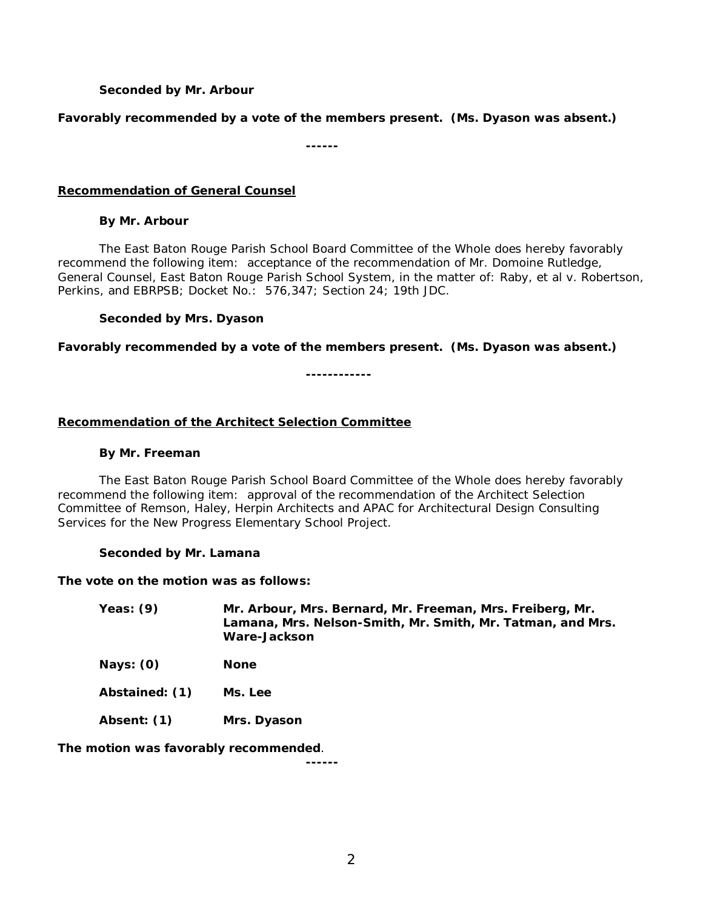**Seconded by Mr. Arbour**

**Favorably recommended by a vote of the members present. (Ms. Dyason was absent.)**

**------**

**Recommendation of General Counsel**

**By Mr. Arbour**

The East Baton Rouge Parish School Board Committee of the Whole does hereby favorably recommend the following item: acceptance of the recommendation of Mr. Domoine Rutledge, General Counsel, East Baton Rouge Parish School System, in the matter of: Raby, et al v. Robertson, Perkins, and EBRPSB; Docket No.: 576,347; Section 24; 19th JDC.

**Seconded by Mrs. Dyason**

**Favorably recommended by a vote of the members present. (Ms. Dyason was absent.)**

**------------**

**Recommendation of the Architect Selection Committee**

**By Mr. Freeman**

The East Baton Rouge Parish School Board Committee of the Whole does hereby favorably recommend the following item: approval of the recommendation of the Architect Selection Committee of Remson, Haley, Herpin Architects and APAC for Architectural Design Consulting Services for the New Progress Elementary School Project.

**Seconded by Mr. Lamana**

**The vote on the motion was as follows:**

**Yeas: (9)** **Mr. Arbour, Mrs. Bernard, Mr. Freeman, Mrs. Freiberg, Mr. Lamana, Mrs. Nelson-Smith, Mr. Smith, Mr. Tatman, and Mrs. Ware-Jackson**

**Nays: (0)** **None**

**Abstained: (1)** **Ms. Lee**

**Absent: (1)** **Mrs. Dyason**

**The motion was favorably recommended**.

**------**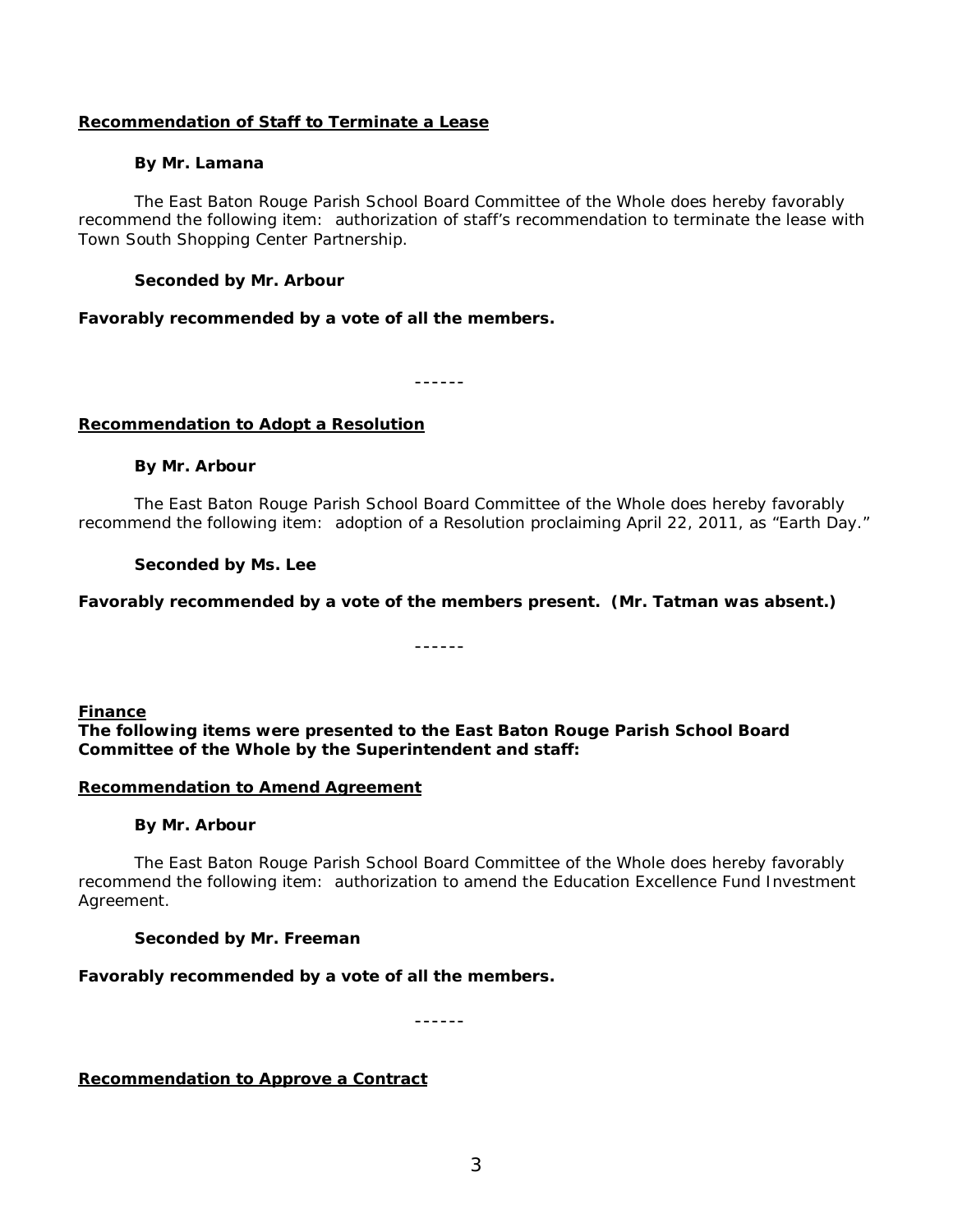**Recommendation of Staff to Terminate a Lease**

**By Mr. Lamana**

The East Baton Rouge Parish School Board Committee of the Whole does hereby favorably recommend the following item: authorization of staff's recommendation to terminate the lease with Town South Shopping Center Partnership.

**Seconded by Mr. Arbour**

**Favorably recommended by a vote of all the members.**

------

**Recommendation to Adopt a Resolution**

**By Mr. Arbour**

The East Baton Rouge Parish School Board Committee of the Whole does hereby favorably recommend the following item: adoption of a Resolution proclaiming April 22, 2011, as "Earth Day."

**Seconded by Ms. Lee**

**Favorably recommended by a vote of the members present. (Mr. Tatman was absent.)**

------

**Finance**

**The following items were presented to the East Baton Rouge Parish School Board Committee of the Whole by the Superintendent and staff:**

**Recommendation to Amend Agreement**

**By Mr. Arbour**

The East Baton Rouge Parish School Board Committee of the Whole does hereby favorably recommend the following item: authorization to amend the Education Excellence Fund Investment Agreement.

**Seconded by Mr. Freeman**

**Favorably recommended by a vote of all the members.**

------

**Recommendation to Approve a Contract**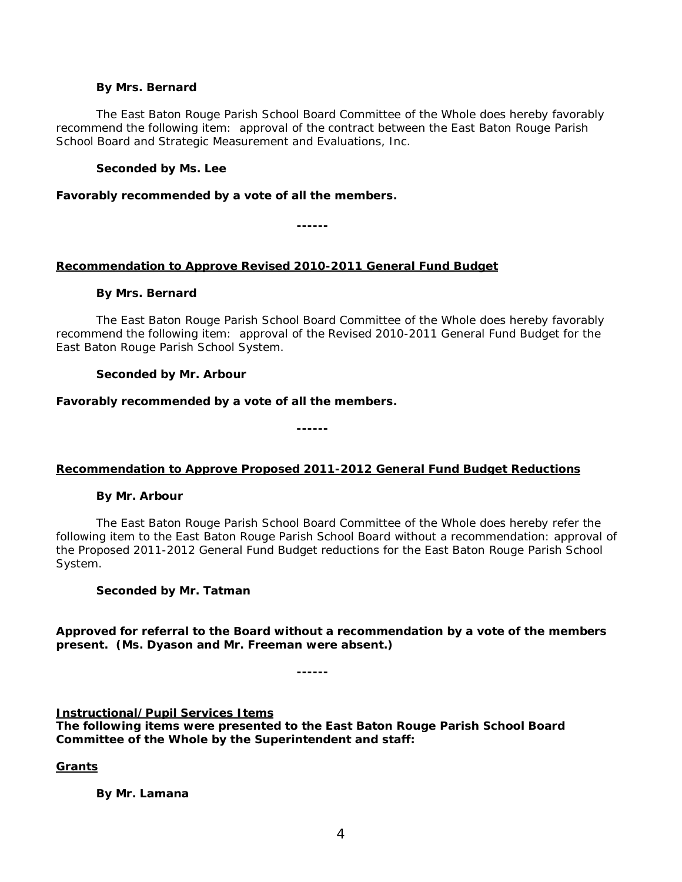**By Mrs. Bernard**

The East Baton Rouge Parish School Board Committee of the Whole does hereby favorably recommend the following item: approval of the contract between the East Baton Rouge Parish School Board and Strategic Measurement and Evaluations, Inc.

**Seconded by Ms. Lee**

**Favorably recommended by a vote of all the members.**

**------**

**Recommendation to Approve Revised 2010-2011 General Fund Budget**

**By Mrs. Bernard**

The East Baton Rouge Parish School Board Committee of the Whole does hereby favorably recommend the following item: approval of the Revised 2010-2011 General Fund Budget for the East Baton Rouge Parish School System.

**Seconded by Mr. Arbour**

**Favorably recommended by a vote of all the members.**

**------**

**Recommendation to Approve Proposed 2011-2012 General Fund Budget Reductions**

**By Mr. Arbour**

The East Baton Rouge Parish School Board Committee of the Whole does hereby refer the following item to the East Baton Rouge Parish School Board without a recommendation: approval of the Proposed 2011-2012 General Fund Budget reductions for the East Baton Rouge Parish School System.

**Seconded by Mr. Tatman**

**Approved for referral to the Board without a recommendation by a vote of the members present. (Ms. Dyason and Mr. Freeman were absent.)**

**------**

**Instructional/Pupil Services Items**

**The following items were presented to the East Baton Rouge Parish School Board Committee of the Whole by the Superintendent and staff:**

**Grants**

**By Mr. Lamana**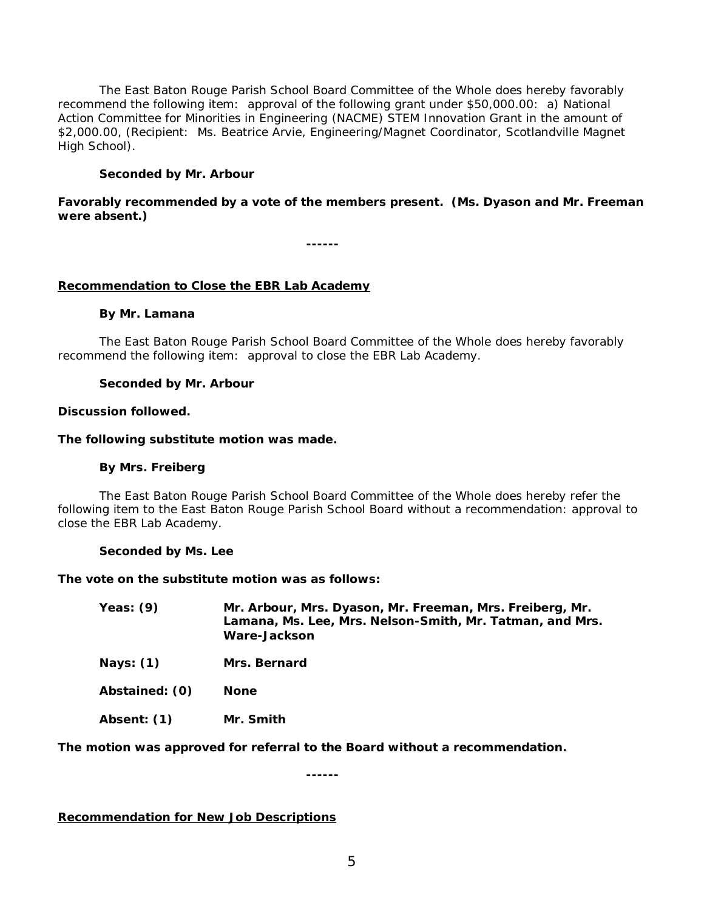The East Baton Rouge Parish School Board Committee of the Whole does hereby favorably recommend the following item: approval of the following grant under $50,000.00: a) National Action Committee for Minorities in Engineering (NACME) STEM Innovation Grant in the amount of $2,000.00, (Recipient: Ms. Beatrice Arvie, Engineering/Magnet Coordinator, Scotlandville Magnet High School).

**Seconded by Mr. Arbour**

**Favorably recommended by a vote of the members present. (Ms. Dyason and Mr. Freeman were absent.)**

**------**

**Recommendation to Close the EBR Lab Academy**

**By Mr. Lamana**

The East Baton Rouge Parish School Board Committee of the Whole does hereby favorably recommend the following item: approval to close the EBR Lab Academy.

**Seconded by Mr. Arbour**

**Discussion followed.**

**The following substitute motion was made.**

**By Mrs. Freiberg**

The East Baton Rouge Parish School Board Committee of the Whole does hereby refer the following item to the East Baton Rouge Parish School Board without a recommendation: approval to close the EBR Lab Academy.

**Seconded by Ms. Lee**

**The vote on the substitute motion was as follows:**

| | |
|---|---|
| **Yeas: (9)** | **Mr. Arbour, Mrs. Dyason, Mr. Freeman, Mrs. Freiberg, Mr. Lamana, Ms. Lee, Mrs. Nelson-Smith, Mr. Tatman, and Mrs. Ware-Jackson** |
| **Nays: (1)** | **Mrs. Bernard** |
| **Abstained: (0)** | **None** |
| **Absent: (1)** | **Mr. Smith** |

**The motion was approved for referral to the Board without a recommendation.**

**------**

**Recommendation for New Job Descriptions**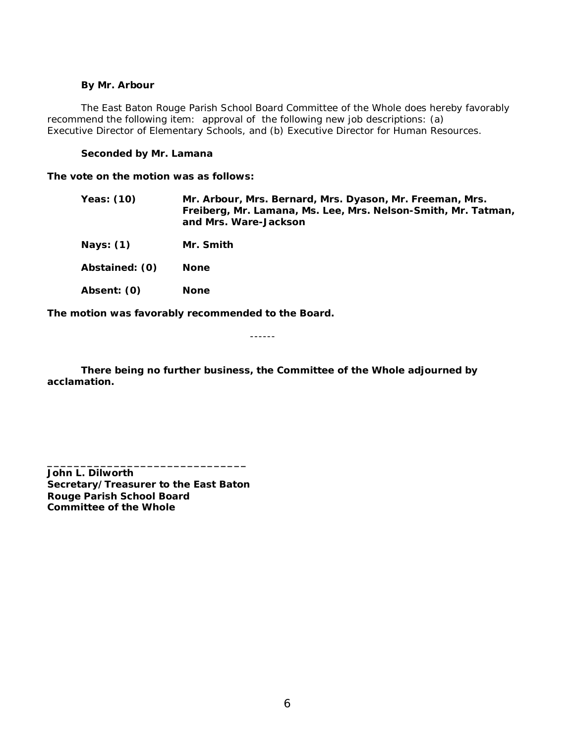**By Mr. Arbour**

The East Baton Rouge Parish School Board Committee of the Whole does hereby favorably recommend the following item: approval of the following new job descriptions: (a) Executive Director of Elementary Schools, and (b) Executive Director for Human Resources.

**Seconded by Mr. Lamana**

**The vote on the motion was as follows:**

| | |
|---|---|
| **Yeas: (10)** | **Mr. Arbour, Mrs. Bernard, Mrs. Dyason, Mr. Freeman, Mrs. Freiberg, Mr. Lamana, Ms. Lee, Mrs. Nelson-Smith, Mr. Tatman, and Mrs. Ware-Jackson** |
| **Nays: (1)** | **Mr. Smith** |
| **Abstained: (0)** | **None** |
| **Absent: (0)** | **None** |

**The motion was favorably recommended to the Board.**

------

**There being no further business, the Committee of the Whole adjourned by acclamation.**

________________________________
**John L. Dilworth**
**Secretary/Treasurer to the East Baton Rouge Parish School Board Committee of the Whole**